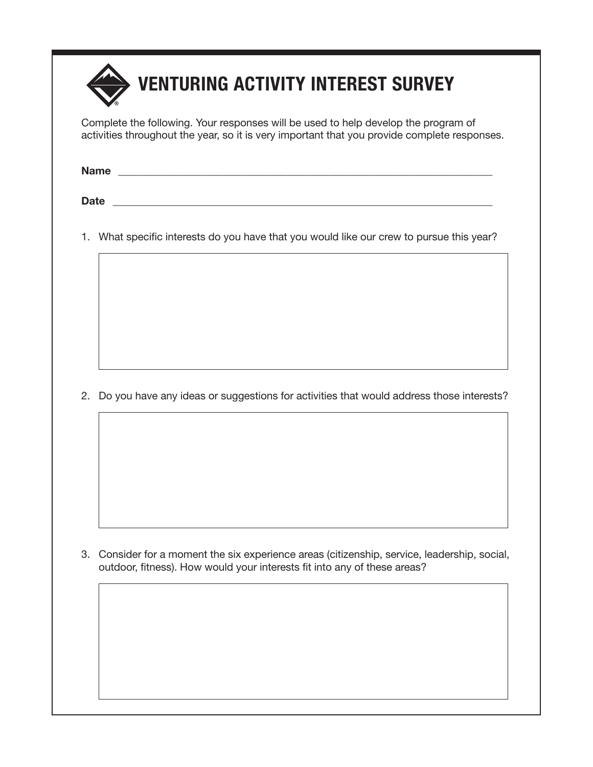# VENTURING ACTIVITY INTEREST SURVEY

Complete the following. Your responses will be used to help develop the program of activities throughout the year, so it is very important that you provide complete responses.

**Name** ______________________________________________________________________

**Date** ______________________________________________________________________

1. What specific interests do you have that you would like our crew to pursue this year?

2. Do you have any ideas or suggestions for activities that would address those interests?

3. Consider for a moment the six experience areas (citizenship, service, leadership, social, outdoor, fitness). How would your interests fit into any of these areas?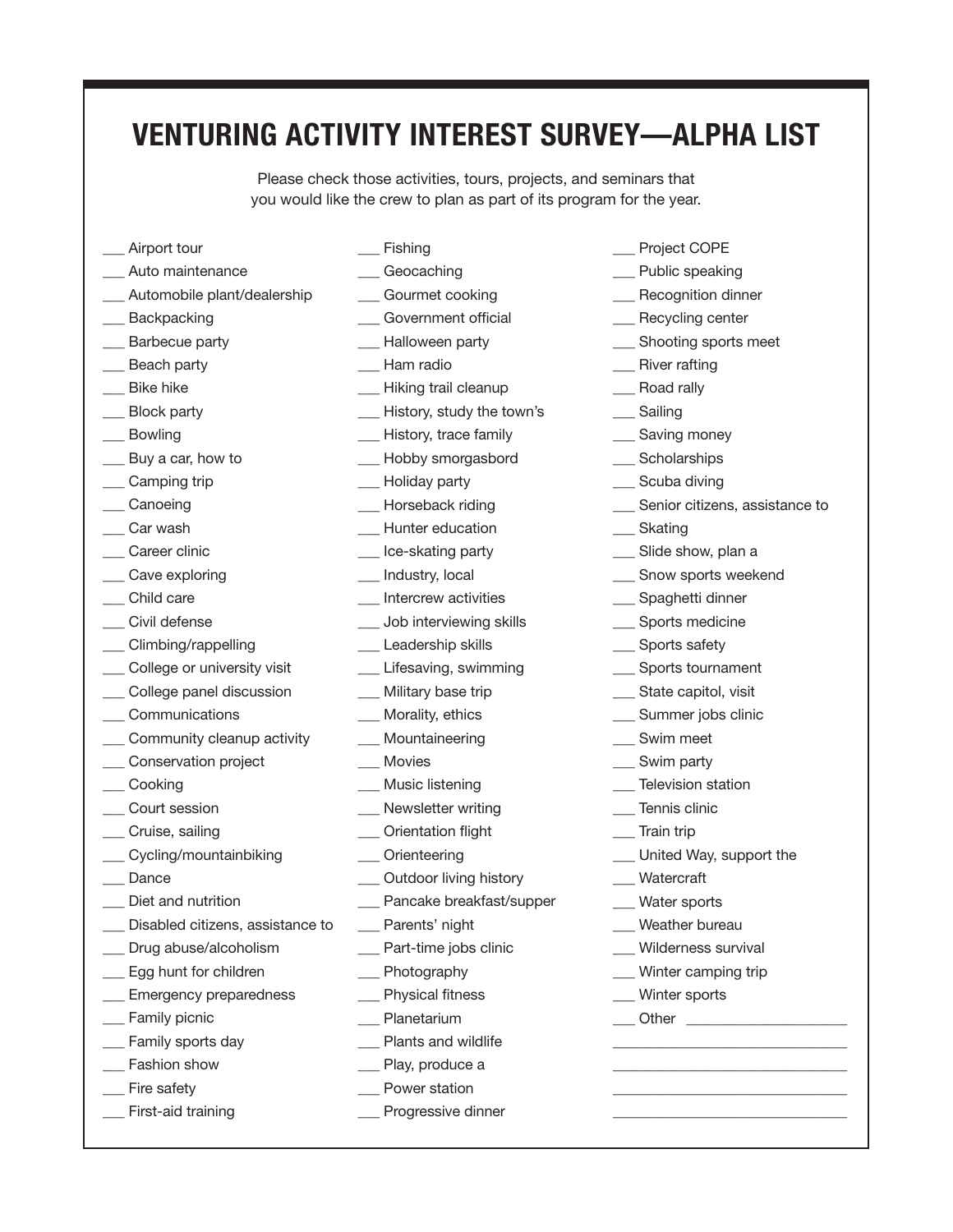# VENTURING ACTIVITY INTEREST SURVEY—ALPHA LIST

Please check those activities, tours, projects, and seminars that you would like the crew to plan as part of its program for the year.

___ Airport tour
___ Auto maintenance
___ Automobile plant/dealership
___ Backpacking
___ Barbecue party
___ Beach party
___ Bike hike
___ Block party
___ Bowling
___ Buy a car, how to
___ Camping trip
___ Canoeing
___ Car wash
___ Career clinic
___ Cave exploring
___ Child care
___ Civil defense
___ Climbing/rappelling
___ College or university visit
___ College panel discussion
___ Communications
___ Community cleanup activity
___ Conservation project
___ Cooking
___ Court session
___ Cruise, sailing
___ Cycling/mountainbiking
___ Dance
___ Diet and nutrition
___ Disabled citizens, assistance to
___ Drug abuse/alcoholism
___ Egg hunt for children
___ Emergency preparedness
___ Family picnic
___ Family sports day
___ Fashion show
___ Fire safety
___ First-aid training
___ Fishing
___ Geocaching
___ Gourmet cooking
___ Government official
___ Halloween party
___ Ham radio
___ Hiking trail cleanup
___ History, study the town's
___ History, trace family
___ Hobby smorgasbord
___ Holiday party
___ Horseback riding
___ Hunter education
___ Ice-skating party
___ Industry, local
___ Intercrew activities
___ Job interviewing skills
___ Leadership skills
___ Lifesaving, swimming
___ Military base trip
___ Morality, ethics
___ Mountaineering
___ Movies
___ Music listening
___ Newsletter writing
___ Orientation flight
___ Orienteering
___ Outdoor living history
___ Pancake breakfast/supper
___ Parents' night
___ Part-time jobs clinic
___ Photography
___ Physical fitness
___ Planetarium
___ Plants and wildlife
___ Play, produce a
___ Power station
___ Progressive dinner
___ Project COPE
___ Public speaking
___ Recognition dinner
___ Recycling center
___ Shooting sports meet
___ River rafting
___ Road rally
___ Sailing
___ Saving money
___ Scholarships
___ Scuba diving
___ Senior citizens, assistance to
___ Skating
___ Slide show, plan a
___ Snow sports weekend
___ Spaghetti dinner
___ Sports medicine
___ Sports safety
___ Sports tournament
___ State capitol, visit
___ Summer jobs clinic
___ Swim meet
___ Swim party
___ Television station
___ Tennis clinic
___ Train trip
___ United Way, support the
___ Watercraft
___ Water sports
___ Weather bureau
___ Wilderness survival
___ Winter camping trip
___ Winter sports
___ Other ____________________

______________________________

______________________________

______________________________

______________________________